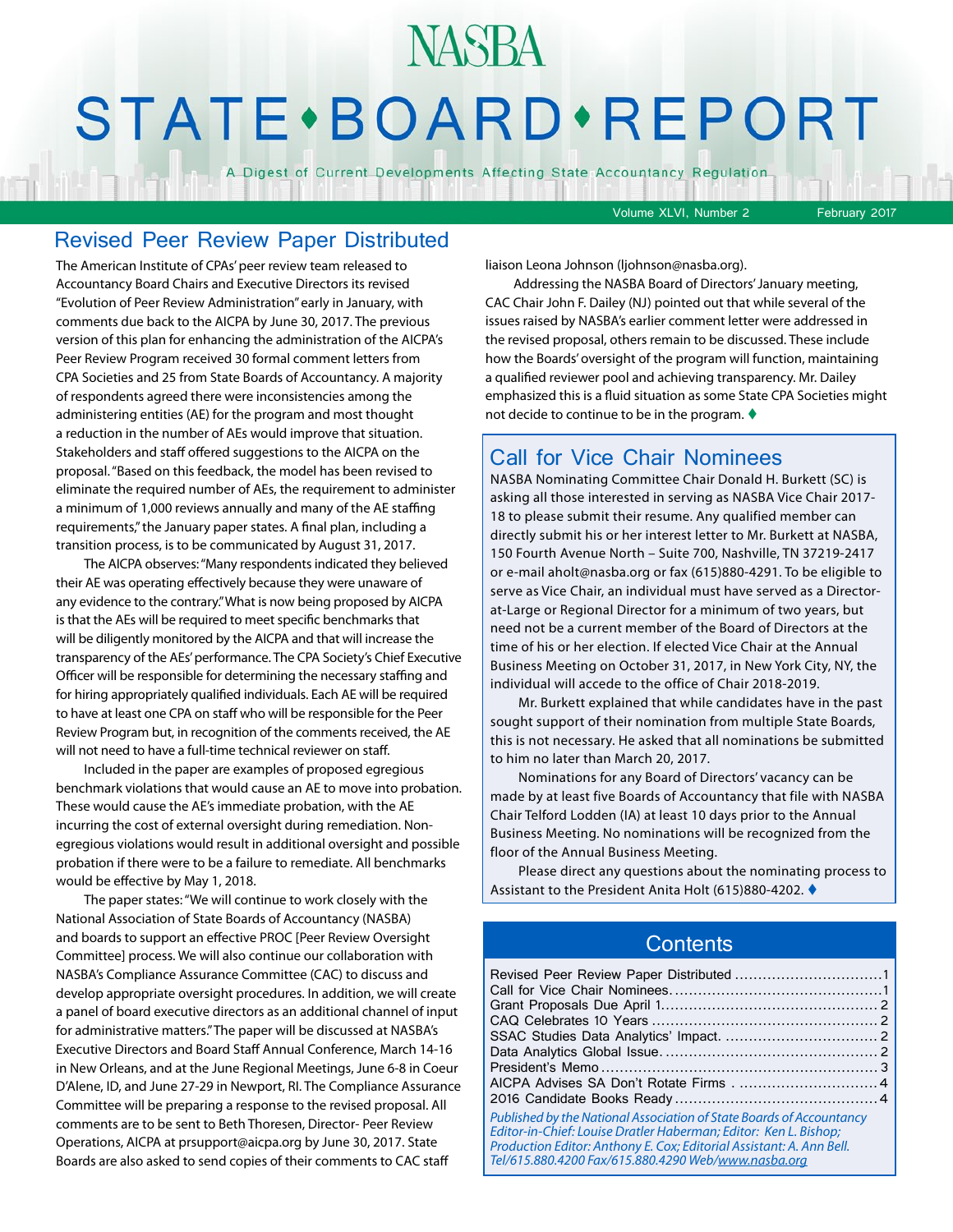# NASBA STATE • BOARD • REPORT

A Digest of Current Developments Affecting State Accountancy Regulation

Volume XLVI, Number 2 February 2017

## Revised Peer Review Paper Distributed

The American Institute of CPAs' peer review team released to Accountancy Board Chairs and Executive Directors its revised "Evolution of Peer Review Administration" early in January, with comments due back to the AICPA by June 30, 2017. The previous version of this plan for enhancing the administration of the AICPA's Peer Review Program received 30 formal comment letters from CPA Societies and 25 from State Boards of Accountancy. A majority of respondents agreed there were inconsistencies among the administering entities (AE) for the program and most thought a reduction in the number of AEs would improve that situation. Stakeholders and staff offered suggestions to the AICPA on the proposal. "Based on this feedback, the model has been revised to eliminate the required number of AEs, the requirement to administer a minimum of 1,000 reviews annually and many of the AE staffing requirements," the January paper states. A final plan, including a transition process, is to be communicated by August 31, 2017.

The AICPA observes: "Many respondents indicated they believed their AE was operating effectively because they were unaware of any evidence to the contrary." What is now being proposed by AICPA is that the AEs will be required to meet specific benchmarks that will be diligently monitored by the AICPA and that will increase the transparency of the AEs' performance. The CPA Society's Chief Executive Officer will be responsible for determining the necessary staffing and for hiring appropriately qualified individuals. Each AE will be required to have at least one CPA on staff who will be responsible for the Peer Review Program but, in recognition of the comments received, the AE will not need to have a full-time technical reviewer on staff.

Included in the paper are examples of proposed egregious benchmark violations that would cause an AE to move into probation. These would cause the AE's immediate probation, with the AE incurring the cost of external oversight during remediation. Non-egregious violations would result in additional oversight and possible probation if there were to be a failure to remediate. All benchmarks would be effective by May 1, 2018.

The paper states: "We will continue to work closely with the National Association of State Boards of Accountancy (NASBA) and boards to support an effective PROC [Peer Review Oversight Committee] process. We will also continue our collaboration with NASBA's Compliance Assurance Committee (CAC) to discuss and develop appropriate oversight procedures. In addition, we will create a panel of board executive directors as an additional channel of input for administrative matters." The paper will be discussed at NASBA's Executive Directors and Board Staff Annual Conference, March 14-16 in New Orleans, and at the June Regional Meetings, June 6-8 in Coeur D'Alene, ID, and June 27-29 in Newport, RI. The Compliance Assurance Committee will be preparing a response to the revised proposal. All comments are to be sent to Beth Thoresen, Director- Peer Review Operations, AICPA at prsupport@aicpa.org by June 30, 2017. State Boards are also asked to send copies of their comments to CAC staff liaison Leona Johnson (ljohnson@nasba.org).

Addressing the NASBA Board of Directors' January meeting, CAC Chair John F. Dailey (NJ) pointed out that while several of the issues raised by NASBA's earlier comment letter were addressed in the revised proposal, others remain to be discussed. These include how the Boards' oversight of the program will function, maintaining a qualified reviewer pool and achieving transparency. Mr. Dailey emphasized this is a fluid situation as some State CPA Societies might not decide to continue to be in the program. ♦

## Call for Vice Chair Nominees

NASBA Nominating Committee Chair Donald H. Burkett (SC) is asking all those interested in serving as NASBA Vice Chair 2017-18 to please submit their resume. Any qualified member can directly submit his or her interest letter to Mr. Burkett at NASBA, 150 Fourth Avenue North – Suite 700, Nashville, TN 37219-2417 or e-mail aholt@nasba.org or fax (615)880-4291. To be eligible to serve as Vice Chair, an individual must have served as a Director-at-Large or Regional Director for a minimum of two years, but need not be a current member of the Board of Directors at the time of his or her election. If elected Vice Chair at the Annual Business Meeting on October 31, 2017, in New York City, NY, the individual will accede to the office of Chair 2018-2019.

Mr. Burkett explained that while candidates have in the past sought support of their nomination from multiple State Boards, this is not necessary. He asked that all nominations be submitted to him no later than March 20, 2017.

Nominations for any Board of Directors' vacancy can be made by at least five Boards of Accountancy that file with NASBA Chair Telford Lodden (IA) at least 10 days prior to the Annual Business Meeting. No nominations will be recognized from the floor of the Annual Business Meeting.

Please direct any questions about the nominating process to Assistant to the President Anita Holt (615)880-4202. ♦

## Contents

| | |
|---|---|
| Revised Peer Review Paper Distributed | 1 |
| Call for Vice Chair Nominees | 1 |
| Grant Proposals Due April 1 | 2 |
| CAQ Celebrates 10 Years | 2 |
| SSAC Studies Data Analytics' Impact | 2 |
| Data Analytics Global Issue | 2 |
| President's Memo | 3 |
| AICPA Advises SA Don't Rotate Firms | 4 |
| 2016 Candidate Books Ready | 4 |

*Published by the National Association of State Boards of Accountancy*
*Editor-in-Chief: Louise Dratler Haberman; Editor: Ken L. Bishop;*
*Production Editor: Anthony E. Cox; Editorial Assistant: A. Ann Bell.*
*Tel/615.880.4200 Fax/615.880.4290 Web/www.nasba.org*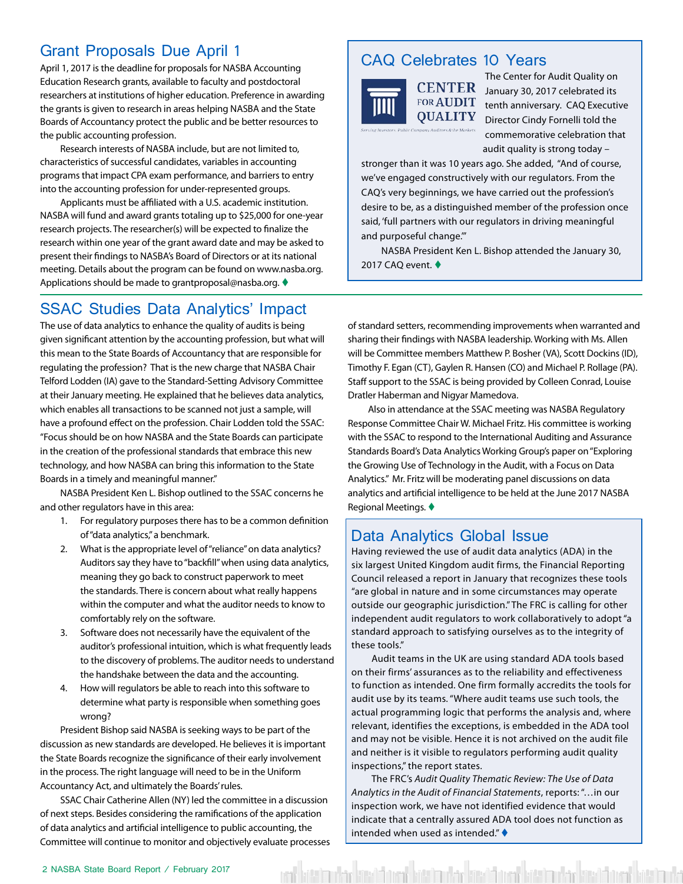## Grant Proposals Due April 1

April 1, 2017 is the deadline for proposals for NASBA Accounting Education Research grants, available to faculty and postdoctoral researchers at institutions of higher education. Preference in awarding the grants is given to research in areas helping NASBA and the State Boards of Accountancy protect the public and be better resources to the public accounting profession.

Research interests of NASBA include, but are not limited to, characteristics of successful candidates, variables in accounting programs that impact CPA exam performance, and barriers to entry into the accounting profession for under-represented groups.

Applicants must be affiliated with a U.S. academic institution. NASBA will fund and award grants totaling up to $25,000 for one-year research projects. The researcher(s) will be expected to finalize the research within one year of the grant award date and may be asked to present their findings to NASBA's Board of Directors or at its national meeting. Details about the program can be found on www.nasba.org. Applications should be made to grantproposal@nasba.org. ♦

## CAQ Celebrates 10 Years

CENTER FOR AUDIT QUALITY
Serving Investors, Public Company Auditors & the Markets

The Center for Audit Quality on January 30, 2017 celebrated its tenth anniversary. CAQ Executive Director Cindy Fornelli told the commemorative celebration that audit quality is strong today – stronger than it was 10 years ago. She added, "And of course, we've engaged constructively with our regulators. From the CAQ's very beginnings, we have carried out the profession's desire to be, as a distinguished member of the profession once said, 'full partners with our regulators in driving meaningful and purposeful change.'"

NASBA President Ken L. Bishop attended the January 30, 2017 CAQ event. ♦

## SSAC Studies Data Analytics' Impact

The use of data analytics to enhance the quality of audits is being given significant attention by the accounting profession, but what will this mean to the State Boards of Accountancy that are responsible for regulating the profession? That is the new charge that NASBA Chair Telford Lodden (IA) gave to the Standard-Setting Advisory Committee at their January meeting. He explained that he believes data analytics, which enables all transactions to be scanned not just a sample, will have a profound effect on the profession. Chair Lodden told the SSAC: "Focus should be on how NASBA and the State Boards can participate in the creation of the professional standards that embrace this new technology, and how NASBA can bring this information to the State Boards in a timely and meaningful manner."

NASBA President Ken L. Bishop outlined to the SSAC concerns he and other regulators have in this area:

1. For regulatory purposes there has to be a common definition of "data analytics," a benchmark.
2. What is the appropriate level of "reliance" on data analytics? Auditors say they have to "backfill" when using data analytics, meaning they go back to construct paperwork to meet the standards. There is concern about what really happens within the computer and what the auditor needs to know to comfortably rely on the software.
3. Software does not necessarily have the equivalent of the auditor's professional intuition, which is what frequently leads to the discovery of problems. The auditor needs to understand the handshake between the data and the accounting.
4. How will regulators be able to reach into this software to determine what party is responsible when something goes wrong?

President Bishop said NASBA is seeking ways to be part of the discussion as new standards are developed. He believes it is important the State Boards recognize the significance of their early involvement in the process. The right language will need to be in the Uniform Accountancy Act, and ultimately the Boards' rules.

SSAC Chair Catherine Allen (NY) led the committee in a discussion of next steps. Besides considering the ramifications of the application of data analytics and artificial intelligence to public accounting, the Committee will continue to monitor and objectively evaluate processes of standard setters, recommending improvements when warranted and sharing their findings with NASBA leadership. Working with Ms. Allen will be Committee members Matthew P. Bosher (VA), Scott Dockins (ID), Timothy F. Egan (CT), Gaylen R. Hansen (CO) and Michael P. Rollage (PA). Staff support to the SSAC is being provided by Colleen Conrad, Louise Dratler Haberman and Nigyar Mamedova.

Also in attendance at the SSAC meeting was NASBA Regulatory Response Committee Chair W. Michael Fritz. His committee is working with the SSAC to respond to the International Auditing and Assurance Standards Board's Data Analytics Working Group's paper on "Exploring the Growing Use of Technology in the Audit, with a Focus on Data Analytics." Mr. Fritz will be moderating panel discussions on data analytics and artificial intelligence to be held at the June 2017 NASBA Regional Meetings. ♦

## Data Analytics Global Issue

Having reviewed the use of audit data analytics (ADA) in the six largest United Kingdom audit firms, the Financial Reporting Council released a report in January that recognizes these tools "are global in nature and in some circumstances may operate outside our geographic jurisdiction." The FRC is calling for other independent audit regulators to work collaboratively to adopt "a standard approach to satisfying ourselves as to the integrity of these tools."

Audit teams in the UK are using standard ADA tools based on their firms' assurances as to the reliability and effectiveness to function as intended. One firm formally accredits the tools for audit use by its teams. "Where audit teams use such tools, the actual programming logic that performs the analysis and, where relevant, identifies the exceptions, is embedded in the ADA tool and may not be visible. Hence it is not archived on the audit file and neither is it visible to regulators performing audit quality inspections," the report states.

The FRC's *Audit Quality Thematic Review: The Use of Data Analytics in the Audit of Financial Statements*, reports: "…in our inspection work, we have not identified evidence that would indicate that a centrally assured ADA tool does not function as intended when used as intended." ♦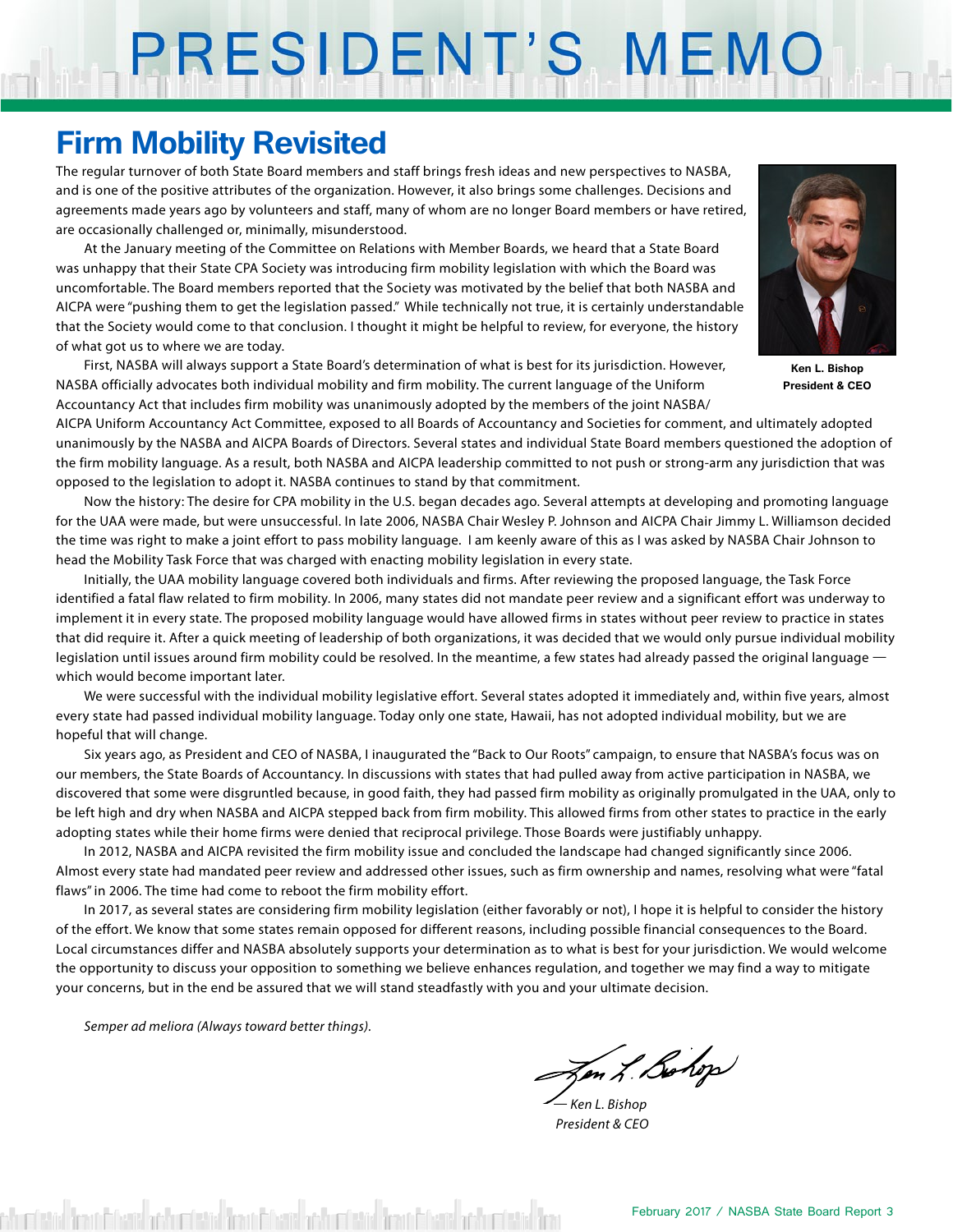# PRESIDENT'S MEMO

## Firm Mobility Revisited

The regular turnover of both State Board members and staff brings fresh ideas and new perspectives to NASBA, and is one of the positive attributes of the organization. However, it also brings some challenges. Decisions and agreements made years ago by volunteers and staff, many of whom are no longer Board members or have retired, are occasionally challenged or, minimally, misunderstood.

At the January meeting of the Committee on Relations with Member Boards, we heard that a State Board was unhappy that their State CPA Society was introducing firm mobility legislation with which the Board was uncomfortable. The Board members reported that the Society was motivated by the belief that both NASBA and AICPA were "pushing them to get the legislation passed." While technically not true, it is certainly understandable that the Society would come to that conclusion. I thought it might be helpful to review, for everyone, the history of what got us to where we are today.

**Ken L. Bishop**
**President & CEO**

First, NASBA will always support a State Board's determination of what is best for its jurisdiction. However, NASBA officially advocates both individual mobility and firm mobility. The current language of the Uniform Accountancy Act that includes firm mobility was unanimously adopted by the members of the joint NASBA/AICPA Uniform Accountancy Act Committee, exposed to all Boards of Accountancy and Societies for comment, and ultimately adopted unanimously by the NASBA and AICPA Boards of Directors. Several states and individual State Board members questioned the adoption of the firm mobility language. As a result, both NASBA and AICPA leadership committed to not push or strong-arm any jurisdiction that was opposed to the legislation to adopt it. NASBA continues to stand by that commitment.

Now the history: The desire for CPA mobility in the U.S. began decades ago. Several attempts at developing and promoting language for the UAA were made, but were unsuccessful. In late 2006, NASBA Chair Wesley P. Johnson and AICPA Chair Jimmy L. Williamson decided the time was right to make a joint effort to pass mobility language. I am keenly aware of this as I was asked by NASBA Chair Johnson to head the Mobility Task Force that was charged with enacting mobility legislation in every state.

Initially, the UAA mobility language covered both individuals and firms. After reviewing the proposed language, the Task Force identified a fatal flaw related to firm mobility. In 2006, many states did not mandate peer review and a significant effort was underway to implement it in every state. The proposed mobility language would have allowed firms in states without peer review to practice in states that did require it. After a quick meeting of leadership of both organizations, it was decided that we would only pursue individual mobility legislation until issues around firm mobility could be resolved. In the meantime, a few states had already passed the original language — which would become important later.

We were successful with the individual mobility legislative effort. Several states adopted it immediately and, within five years, almost every state had passed individual mobility language. Today only one state, Hawaii, has not adopted individual mobility, but we are hopeful that will change.

Six years ago, as President and CEO of NASBA, I inaugurated the "Back to Our Roots" campaign, to ensure that NASBA's focus was on our members, the State Boards of Accountancy. In discussions with states that had pulled away from active participation in NASBA, we discovered that some were disgruntled because, in good faith, they had passed firm mobility as originally promulgated in the UAA, only to be left high and dry when NASBA and AICPA stepped back from firm mobility. This allowed firms from other states to practice in the early adopting states while their home firms were denied that reciprocal privilege. Those Boards were justifiably unhappy.

In 2012, NASBA and AICPA revisited the firm mobility issue and concluded the landscape had changed significantly since 2006. Almost every state had mandated peer review and addressed other issues, such as firm ownership and names, resolving what were "fatal flaws" in 2006. The time had come to reboot the firm mobility effort.

In 2017, as several states are considering firm mobility legislation (either favorably or not), I hope it is helpful to consider the history of the effort. We know that some states remain opposed for different reasons, including possible financial consequences to the Board. Local circumstances differ and NASBA absolutely supports your determination as to what is best for your jurisdiction. We would welcome the opportunity to discuss your opposition to something we believe enhances regulation, and together we may find a way to mitigate your concerns, but in the end be assured that we will stand steadfastly with you and your ultimate decision.

*Semper ad meliora (Always toward better things).*

*— Ken L. Bishop*
*President & CEO*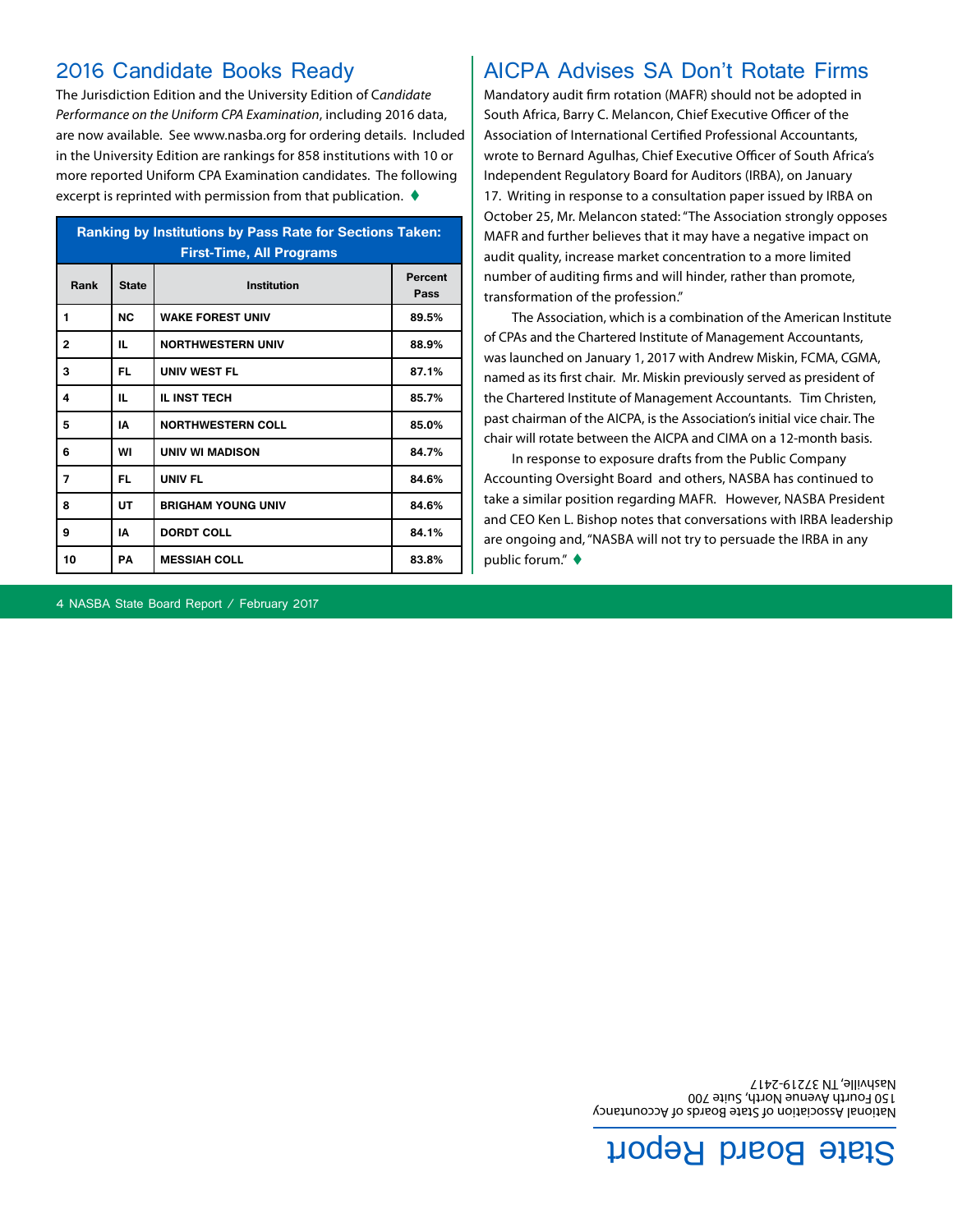## 2016 Candidate Books Ready

The Jurisdiction Edition and the University Edition of *Candidate Performance on the Uniform CPA Examination*, including 2016 data, are now available. See www.nasba.org for ordering details. Included in the University Edition are rankings for 858 institutions with 10 or more reported Uniform CPA Examination candidates. The following excerpt is reprinted with permission from that publication. ♦

**Ranking by Institutions by Pass Rate for Sections Taken: First-Time, All Programs**

| Rank | State | Institution | Percent Pass |
|---|---|---|---|
| 1 | NC | WAKE FOREST UNIV | 89.5% |
| 2 | IL | NORTHWESTERN UNIV | 88.9% |
| 3 | FL | UNIV WEST FL | 87.1% |
| 4 | IL | IL INST TECH | 85.7% |
| 5 | IA | NORTHWESTERN COLL | 85.0% |
| 6 | WI | UNIV WI MADISON | 84.7% |
| 7 | FL | UNIV FL | 84.6% |
| 8 | UT | BRIGHAM YOUNG UNIV | 84.6% |
| 9 | IA | DORDT COLL | 84.1% |
| 10 | PA | MESSIAH COLL | 83.8% |

## AICPA Advises SA Don't Rotate Firms

Mandatory audit firm rotation (MAFR) should not be adopted in South Africa, Barry C. Melancon, Chief Executive Officer of the Association of International Certified Professional Accountants, wrote to Bernard Agulhas, Chief Executive Officer of South Africa's Independent Regulatory Board for Auditors (IRBA), on January 17. Writing in response to a consultation paper issued by IRBA on October 25, Mr. Melancon stated: "The Association strongly opposes MAFR and further believes that it may have a negative impact on audit quality, increase market concentration to a more limited number of auditing firms and will hinder, rather than promote, transformation of the profession."

The Association, which is a combination of the American Institute of CPAs and the Chartered Institute of Management Accountants, was launched on January 1, 2017 with Andrew Miskin, FCMA, CGMA, named as its first chair. Mr. Miskin previously served as president of the Chartered Institute of Management Accountants. Tim Christen, past chairman of the AICPA, is the Association's initial vice chair. The chair will rotate between the AICPA and CIMA on a 12-month basis.

In response to exposure drafts from the Public Company Accounting Oversight Board and others, NASBA has continued to take a similar position regarding MAFR. However, NASBA President and CEO Ken L. Bishop notes that conversations with IRBA leadership are ongoing and, "NASBA will not try to persuade the IRBA in any public forum." ♦

State Board Report

National Association of State Boards of Accountancy
150 Fourth Avenue North, Suite 700
Nashville, TN 37219-2417